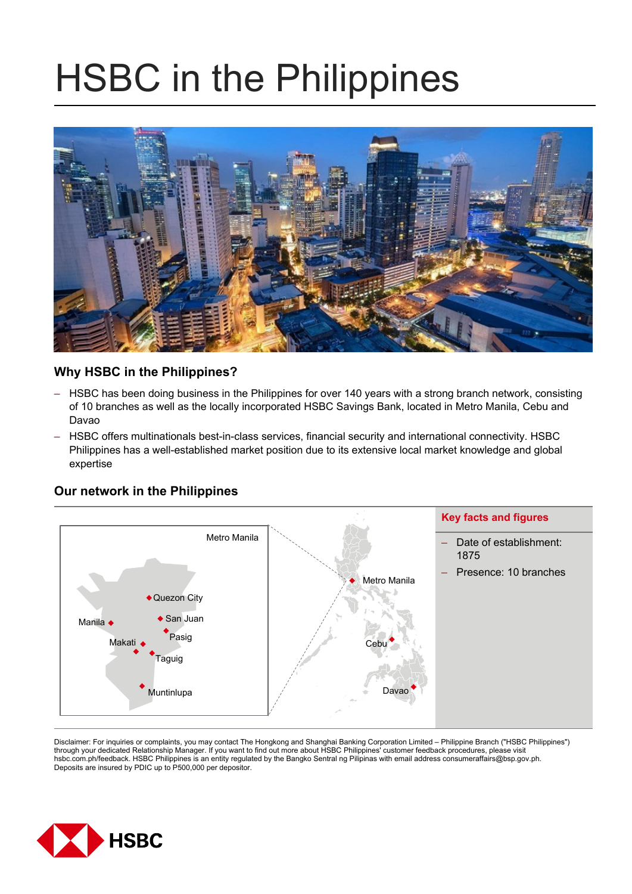# HSBC in the Philippines

## Why HSBC in the Philippines?

- HSBC has been doing business in the Philippines for over 140 years with a strong branch network, consisting of 10 branches as well as the locally incorporated HSBC Savings Bank, located in Metro Manila, Cebu and Davao
- HSBC offers multinationals best-in-class services, financial security and international connectivity. HSBC Philippines has a well-established market position due to its extensive local market knowledge and global expertise

## Our network in the Philippines

Metro Manila: Quezon City, San Juan, Manila, Pasig, Makati, Taguig, Muntinlupa

Metro Manila, Cebu, Davao

### Key facts and figures

- Date of establishment: 1875
- Presence: 10 branches

Disclaimer: For inquiries or complaints, you may contact The Hongkong and Shanghai Banking Corporation Limited – Philippine Branch ("HSBC Philippines") through your dedicated Relationship Manager. If you want to find out more about HSBC Philippines' customer feedback procedures, please visit hsbc.com.ph/feedback. HSBC Philippines is an entity regulated by the Bangko Sentral ng Pilipinas with email address consumeraffairs@bsp.gov.ph. Deposits are insured by PDIC up to P500,000 per depositor.

HSBC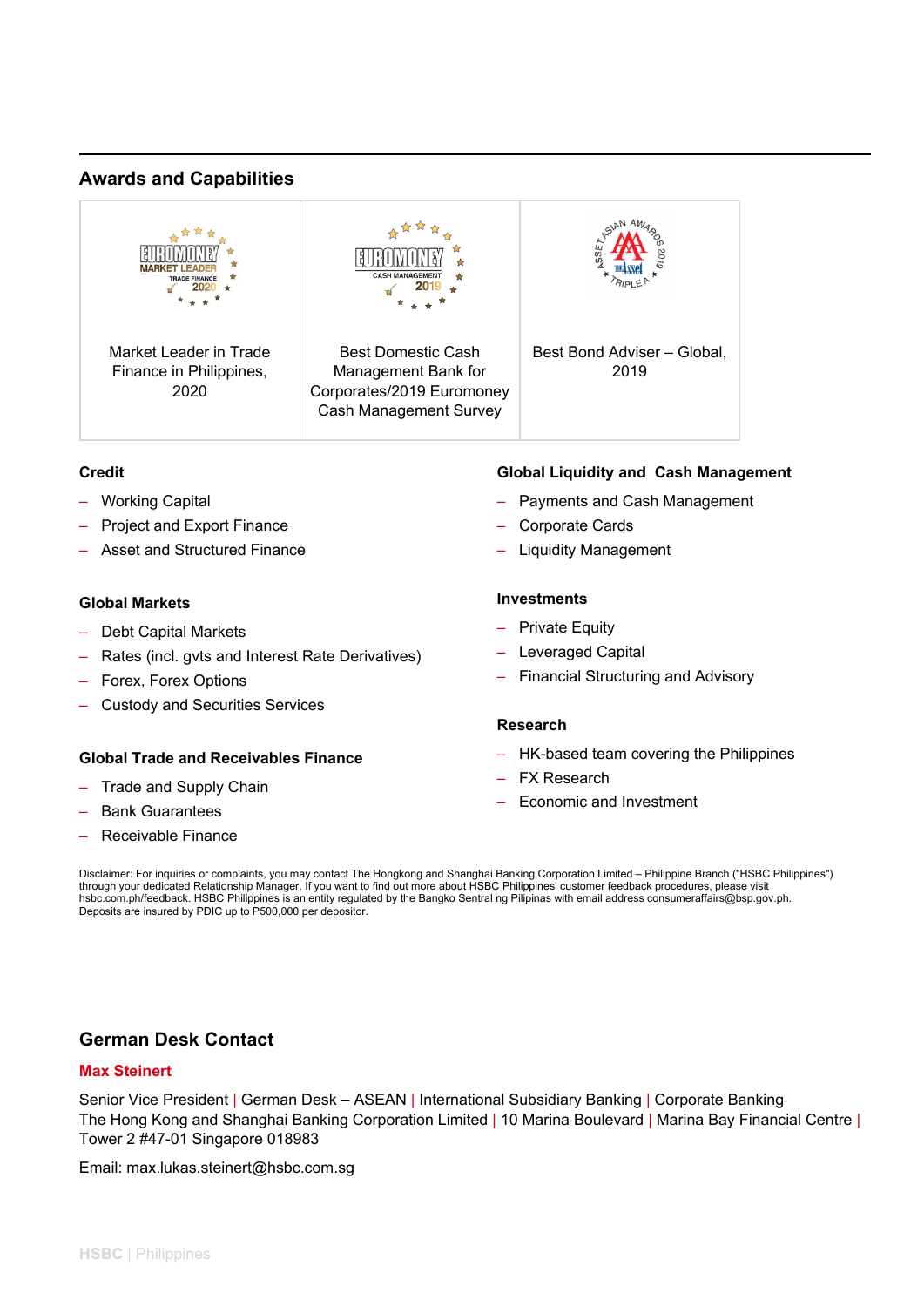## Awards and Capabilities

| | | |
|---|---|---|
| Market Leader in Trade Finance in Philippines, 2020 | Best Domestic Cash Management Bank for Corporates/2019 Euromoney Cash Management Survey | Best Bond Adviser – Global, 2019 |

### Credit

- Working Capital
- Project and Export Finance
- Asset and Structured Finance

### Global Markets

- Debt Capital Markets
- Rates (incl. gvts and Interest Rate Derivatives)
- Forex, Forex Options
- Custody and Securities Services

### Global Trade and Receivables Finance

- Trade and Supply Chain
- Bank Guarantees
- Receivable Finance

### Global Liquidity and Cash Management

- Payments and Cash Management
- Corporate Cards
- Liquidity Management

### Investments

- Private Equity
- Leveraged Capital
- Financial Structuring and Advisory

### Research

- HK-based team covering the Philippines
- FX Research
- Economic and Investment

Disclaimer: For inquiries or complaints, you may contact The Hongkong and Shanghai Banking Corporation Limited – Philippine Branch ("HSBC Philippines") through your dedicated Relationship Manager. If you want to find out more about HSBC Philippines' customer feedback procedures, please visit hsbc.com.ph/feedback. HSBC Philippines is an entity regulated by the Bangko Sentral ng Pilipinas with email address consumeraffairs@bsp.gov.ph. Deposits are insured by PDIC up to P500,000 per depositor.

## German Desk Contact

**Max Steinert**

Senior Vice President | German Desk – ASEAN | International Subsidiary Banking | Corporate Banking
The Hong Kong and Shanghai Banking Corporation Limited | 10 Marina Boulevard | Marina Bay Financial Centre | Tower 2 #47-01 Singapore 018983

Email: max.lukas.steinert@hsbc.com.sg